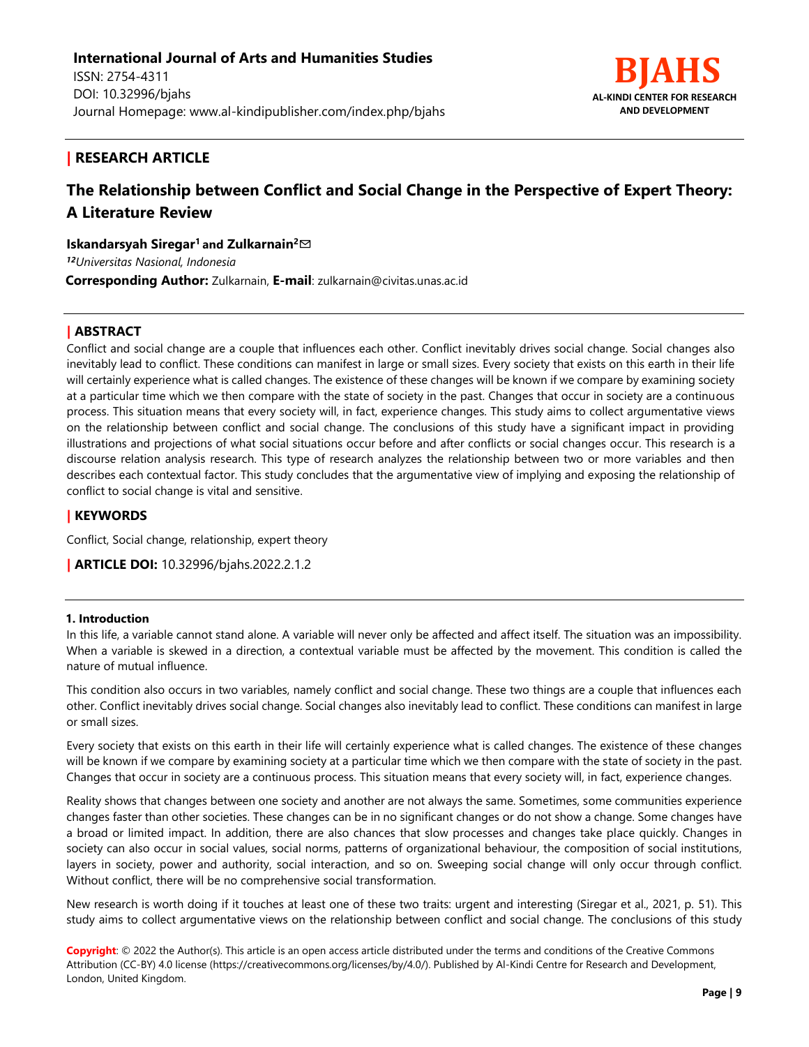International Journal of Arts and Humanities Studies
ISSN: 2754-4311
DOI: 10.32996/bjahs
Journal Homepage: www.al-kindipublisher.com/index.php/bjahs

**BJAHS**
**AL-KINDI CENTER FOR RESEARCH AND DEVELOPMENT**

## | RESEARCH ARTICLE

# The Relationship between Conflict and Social Change in the Perspective of Expert Theory: A Literature Review

**Iskandarsyah Siregar[1] and Zulkarnain[2]** ✉

*[12]Universitas Nasional, Indonesia*

**Corresponding Author:** Zulkarnain, **E-mail**: zulkarnain@civitas.unas.ac.id

## | ABSTRACT

Conflict and social change are a couple that influences each other. Conflict inevitably drives social change. Social changes also inevitably lead to conflict. These conditions can manifest in large or small sizes. Every society that exists on this earth in their life will certainly experience what is called changes. The existence of these changes will be known if we compare by examining society at a particular time which we then compare with the state of society in the past. Changes that occur in society are a continuous process. This situation means that every society will, in fact, experience changes. This study aims to collect argumentative views on the relationship between conflict and social change. The conclusions of this study have a significant impact in providing illustrations and projections of what social situations occur before and after conflicts or social changes occur. This research is a discourse relation analysis research. This type of research analyzes the relationship between two or more variables and then describes each contextual factor. This study concludes that the argumentative view of implying and exposing the relationship of conflict to social change is vital and sensitive.

## | KEYWORDS

Conflict, Social change, relationship, expert theory

**| ARTICLE DOI:** 10.32996/bjahs.2022.2.1.2

### 1. Introduction

In this life, a variable cannot stand alone. A variable will never only be affected and affect itself. The situation was an impossibility. When a variable is skewed in a direction, a contextual variable must be affected by the movement. This condition is called the nature of mutual influence.

This condition also occurs in two variables, namely conflict and social change. These two things are a couple that influences each other. Conflict inevitably drives social change. Social changes also inevitably lead to conflict. These conditions can manifest in large or small sizes.

Every society that exists on this earth in their life will certainly experience what is called changes. The existence of these changes will be known if we compare by examining society at a particular time which we then compare with the state of society in the past. Changes that occur in society are a continuous process. This situation means that every society will, in fact, experience changes.

Reality shows that changes between one society and another are not always the same. Sometimes, some communities experience changes faster than other societies. These changes can be in no significant changes or do not show a change. Some changes have a broad or limited impact. In addition, there are also chances that slow processes and changes take place quickly. Changes in society can also occur in social values, social norms, patterns of organizational behaviour, the composition of social institutions, layers in society, power and authority, social interaction, and so on. Sweeping social change will only occur through conflict. Without conflict, there will be no comprehensive social transformation.

New research is worth doing if it touches at least one of these two traits: urgent and interesting (Siregar et al., 2021, p. 51). This study aims to collect argumentative views on the relationship between conflict and social change. The conclusions of this study

**Copyright**: © 2022 the Author(s). This article is an open access article distributed under the terms and conditions of the Creative Commons Attribution (CC-BY) 4.0 license (https://creativecommons.org/licenses/by/4.0/). Published by Al-Kindi Centre for Research and Development, London, United Kingdom.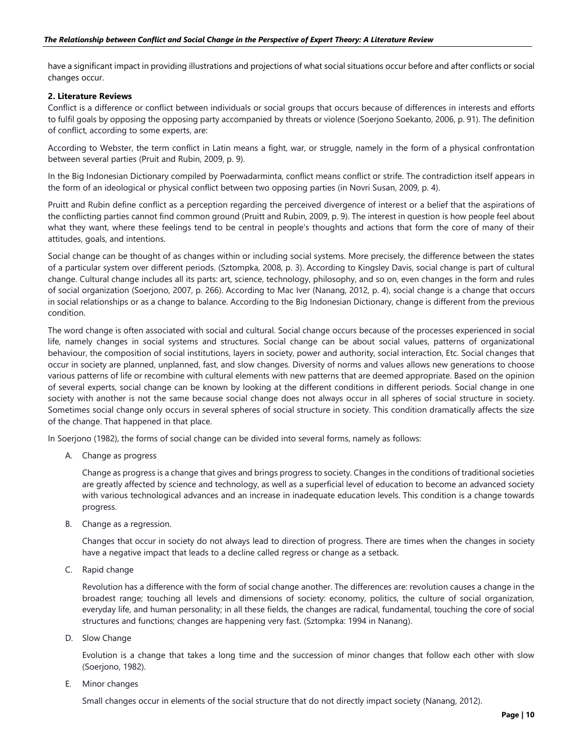have a significant impact in providing illustrations and projections of what social situations occur before and after conflicts or social changes occur.

## 2. Literature Reviews

Conflict is a difference or conflict between individuals or social groups that occurs because of differences in interests and efforts to fulfil goals by opposing the opposing party accompanied by threats or violence (Soerjono Soekanto, 2006, p. 91). The definition of conflict, according to some experts, are:

According to Webster, the term conflict in Latin means a fight, war, or struggle, namely in the form of a physical confrontation between several parties (Pruit and Rubin, 2009, p. 9).

In the Big Indonesian Dictionary compiled by Poerwadarminta, conflict means conflict or strife. The contradiction itself appears in the form of an ideological or physical conflict between two opposing parties (in Novri Susan, 2009, p. 4).

Pruitt and Rubin define conflict as a perception regarding the perceived divergence of interest or a belief that the aspirations of the conflicting parties cannot find common ground (Pruitt and Rubin, 2009, p. 9). The interest in question is how people feel about what they want, where these feelings tend to be central in people's thoughts and actions that form the core of many of their attitudes, goals, and intentions.

Social change can be thought of as changes within or including social systems. More precisely, the difference between the states of a particular system over different periods. (Sztompka, 2008, p. 3). According to Kingsley Davis, social change is part of cultural change. Cultural change includes all its parts: art, science, technology, philosophy, and so on, even changes in the form and rules of social organization (Soerjono, 2007, p. 266). According to Mac Iver (Nanang, 2012, p. 4), social change is a change that occurs in social relationships or as a change to balance. According to the Big Indonesian Dictionary, change is different from the previous condition.

The word change is often associated with social and cultural. Social change occurs because of the processes experienced in social life, namely changes in social systems and structures. Social change can be about social values, patterns of organizational behaviour, the composition of social institutions, layers in society, power and authority, social interaction, Etc. Social changes that occur in society are planned, unplanned, fast, and slow changes. Diversity of norms and values allows new generations to choose various patterns of life or recombine with cultural elements with new patterns that are deemed appropriate. Based on the opinion of several experts, social change can be known by looking at the different conditions in different periods. Social change in one society with another is not the same because social change does not always occur in all spheres of social structure in society. Sometimes social change only occurs in several spheres of social structure in society. This condition dramatically affects the size of the change. That happened in that place.

In Soerjono (1982), the forms of social change can be divided into several forms, namely as follows:

A. Change as progress

   Change as progress is a change that gives and brings progress to society. Changes in the conditions of traditional societies are greatly affected by science and technology, as well as a superficial level of education to become an advanced society with various technological advances and an increase in inadequate education levels. This condition is a change towards progress.

B. Change as a regression.

   Changes that occur in society do not always lead to direction of progress. There are times when the changes in society have a negative impact that leads to a decline called regress or change as a setback.

C. Rapid change

   Revolution has a difference with the form of social change another. The differences are: revolution causes a change in the broadest range; touching all levels and dimensions of society: economy, politics, the culture of social organization, everyday life, and human personality; in all these fields, the changes are radical, fundamental, touching the core of social structures and functions; changes are happening very fast. (Sztompka: 1994 in Nanang).

D. Slow Change

   Evolution is a change that takes a long time and the succession of minor changes that follow each other with slow (Soerjono, 1982).

E. Minor changes

   Small changes occur in elements of the social structure that do not directly impact society (Nanang, 2012).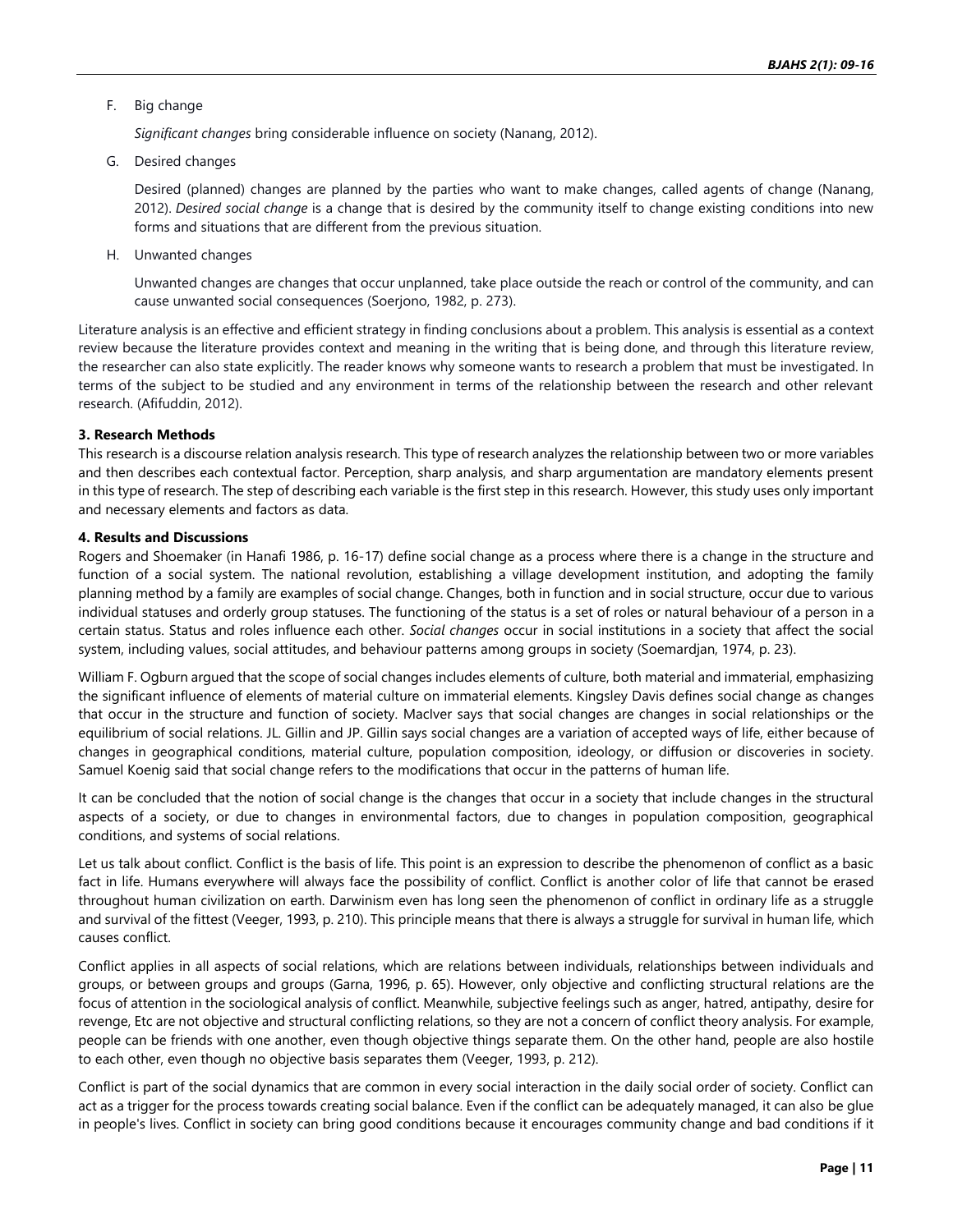F. Big change

   *Significant changes* bring considerable influence on society (Nanang, 2012).

G. Desired changes

   Desired (planned) changes are planned by the parties who want to make changes, called agents of change (Nanang, 2012). *Desired social change* is a change that is desired by the community itself to change existing conditions into new forms and situations that are different from the previous situation.

H. Unwanted changes

   Unwanted changes are changes that occur unplanned, take place outside the reach or control of the community, and can cause unwanted social consequences (Soerjono, 1982, p. 273).

Literature analysis is an effective and efficient strategy in finding conclusions about a problem. This analysis is essential as a context review because the literature provides context and meaning in the writing that is being done, and through this literature review, the researcher can also state explicitly. The reader knows why someone wants to research a problem that must be investigated. In terms of the subject to be studied and any environment in terms of the relationship between the research and other relevant research. (Afifuddin, 2012).

### 3. Research Methods

This research is a discourse relation analysis research. This type of research analyzes the relationship between two or more variables and then describes each contextual factor. Perception, sharp analysis, and sharp argumentation are mandatory elements present in this type of research. The step of describing each variable is the first step in this research. However, this study uses only important and necessary elements and factors as data.

### 4. Results and Discussions

Rogers and Shoemaker (in Hanafi 1986, p. 16-17) define social change as a process where there is a change in the structure and function of a social system. The national revolution, establishing a village development institution, and adopting the family planning method by a family are examples of social change. Changes, both in function and in social structure, occur due to various individual statuses and orderly group statuses. The functioning of the status is a set of roles or natural behaviour of a person in a certain status. Status and roles influence each other. *Social changes* occur in social institutions in a society that affect the social system, including values, social attitudes, and behaviour patterns among groups in society (Soemardjan, 1974, p. 23).

William F. Ogburn argued that the scope of social changes includes elements of culture, both material and immaterial, emphasizing the significant influence of elements of material culture on immaterial elements. Kingsley Davis defines social change as changes that occur in the structure and function of society. MacIver says that social changes are changes in social relationships or the equilibrium of social relations. JL. Gillin and JP. Gillin says social changes are a variation of accepted ways of life, either because of changes in geographical conditions, material culture, population composition, ideology, or diffusion or discoveries in society. Samuel Koenig said that social change refers to the modifications that occur in the patterns of human life.

It can be concluded that the notion of social change is the changes that occur in a society that include changes in the structural aspects of a society, or due to changes in environmental factors, due to changes in population composition, geographical conditions, and systems of social relations.

Let us talk about conflict. Conflict is the basis of life. This point is an expression to describe the phenomenon of conflict as a basic fact in life. Humans everywhere will always face the possibility of conflict. Conflict is another color of life that cannot be erased throughout human civilization on earth. Darwinism even has long seen the phenomenon of conflict in ordinary life as a struggle and survival of the fittest (Veeger, 1993, p. 210). This principle means that there is always a struggle for survival in human life, which causes conflict.

Conflict applies in all aspects of social relations, which are relations between individuals, relationships between individuals and groups, or between groups and groups (Garna, 1996, p. 65). However, only objective and conflicting structural relations are the focus of attention in the sociological analysis of conflict. Meanwhile, subjective feelings such as anger, hatred, antipathy, desire for revenge, Etc are not objective and structural conflicting relations, so they are not a concern of conflict theory analysis. For example, people can be friends with one another, even though objective things separate them. On the other hand, people are also hostile to each other, even though no objective basis separates them (Veeger, 1993, p. 212).

Conflict is part of the social dynamics that are common in every social interaction in the daily social order of society. Conflict can act as a trigger for the process towards creating social balance. Even if the conflict can be adequately managed, it can also be glue in people's lives. Conflict in society can bring good conditions because it encourages community change and bad conditions if it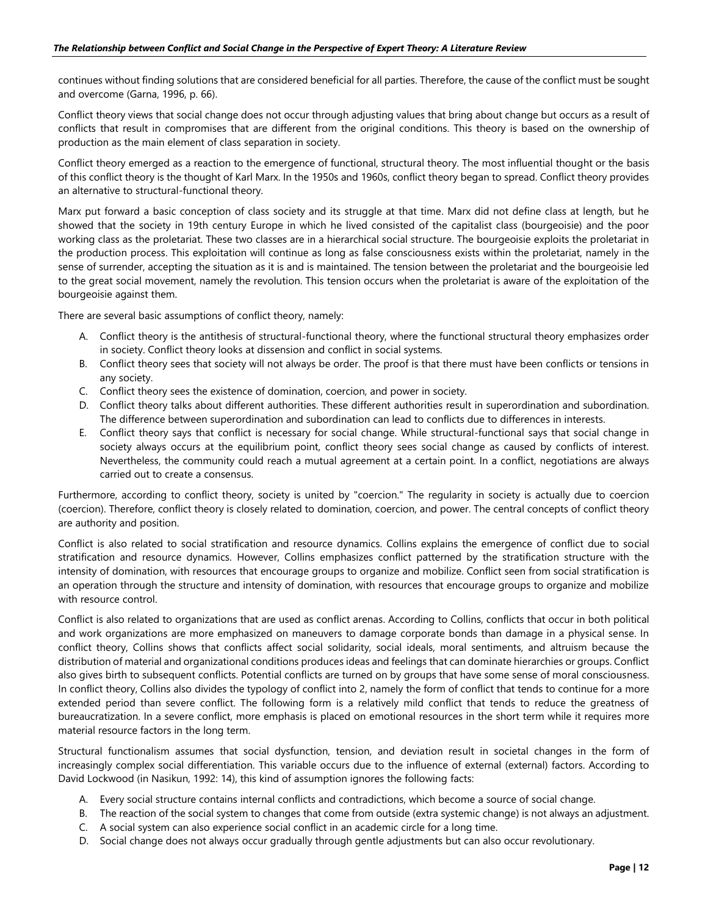continues without finding solutions that are considered beneficial for all parties. Therefore, the cause of the conflict must be sought and overcome (Garna, 1996, p. 66).

Conflict theory views that social change does not occur through adjusting values that bring about change but occurs as a result of conflicts that result in compromises that are different from the original conditions. This theory is based on the ownership of production as the main element of class separation in society.

Conflict theory emerged as a reaction to the emergence of functional, structural theory. The most influential thought or the basis of this conflict theory is the thought of Karl Marx. In the 1950s and 1960s, conflict theory began to spread. Conflict theory provides an alternative to structural-functional theory.

Marx put forward a basic conception of class society and its struggle at that time. Marx did not define class at length, but he showed that the society in 19th century Europe in which he lived consisted of the capitalist class (bourgeoisie) and the poor working class as the proletariat. These two classes are in a hierarchical social structure. The bourgeoisie exploits the proletariat in the production process. This exploitation will continue as long as false consciousness exists within the proletariat, namely in the sense of surrender, accepting the situation as it is and is maintained. The tension between the proletariat and the bourgeoisie led to the great social movement, namely the revolution. This tension occurs when the proletariat is aware of the exploitation of the bourgeoisie against them.

There are several basic assumptions of conflict theory, namely:

A. Conflict theory is the antithesis of structural-functional theory, where the functional structural theory emphasizes order in society. Conflict theory looks at dissension and conflict in social systems.
B. Conflict theory sees that society will not always be order. The proof is that there must have been conflicts or tensions in any society.
C. Conflict theory sees the existence of domination, coercion, and power in society.
D. Conflict theory talks about different authorities. These different authorities result in superordination and subordination. The difference between superordination and subordination can lead to conflicts due to differences in interests.
E. Conflict theory says that conflict is necessary for social change. While structural-functional says that social change in society always occurs at the equilibrium point, conflict theory sees social change as caused by conflicts of interest. Nevertheless, the community could reach a mutual agreement at a certain point. In a conflict, negotiations are always carried out to create a consensus.

Furthermore, according to conflict theory, society is united by "coercion." The regularity in society is actually due to coercion (coercion). Therefore, conflict theory is closely related to domination, coercion, and power. The central concepts of conflict theory are authority and position.

Conflict is also related to social stratification and resource dynamics. Collins explains the emergence of conflict due to social stratification and resource dynamics. However, Collins emphasizes conflict patterned by the stratification structure with the intensity of domination, with resources that encourage groups to organize and mobilize. Conflict seen from social stratification is an operation through the structure and intensity of domination, with resources that encourage groups to organize and mobilize with resource control.

Conflict is also related to organizations that are used as conflict arenas. According to Collins, conflicts that occur in both political and work organizations are more emphasized on maneuvers to damage corporate bonds than damage in a physical sense. In conflict theory, Collins shows that conflicts affect social solidarity, social ideals, moral sentiments, and altruism because the distribution of material and organizational conditions produces ideas and feelings that can dominate hierarchies or groups. Conflict also gives birth to subsequent conflicts. Potential conflicts are turned on by groups that have some sense of moral consciousness. In conflict theory, Collins also divides the typology of conflict into 2, namely the form of conflict that tends to continue for a more extended period than severe conflict. The following form is a relatively mild conflict that tends to reduce the greatness of bureaucratization. In a severe conflict, more emphasis is placed on emotional resources in the short term while it requires more material resource factors in the long term.

Structural functionalism assumes that social dysfunction, tension, and deviation result in societal changes in the form of increasingly complex social differentiation. This variable occurs due to the influence of external (external) factors. According to David Lockwood (in Nasikun, 1992: 14), this kind of assumption ignores the following facts:

A. Every social structure contains internal conflicts and contradictions, which become a source of social change.
B. The reaction of the social system to changes that come from outside (extra systemic change) is not always an adjustment.
C. A social system can also experience social conflict in an academic circle for a long time.
D. Social change does not always occur gradually through gentle adjustments but can also occur revolutionary.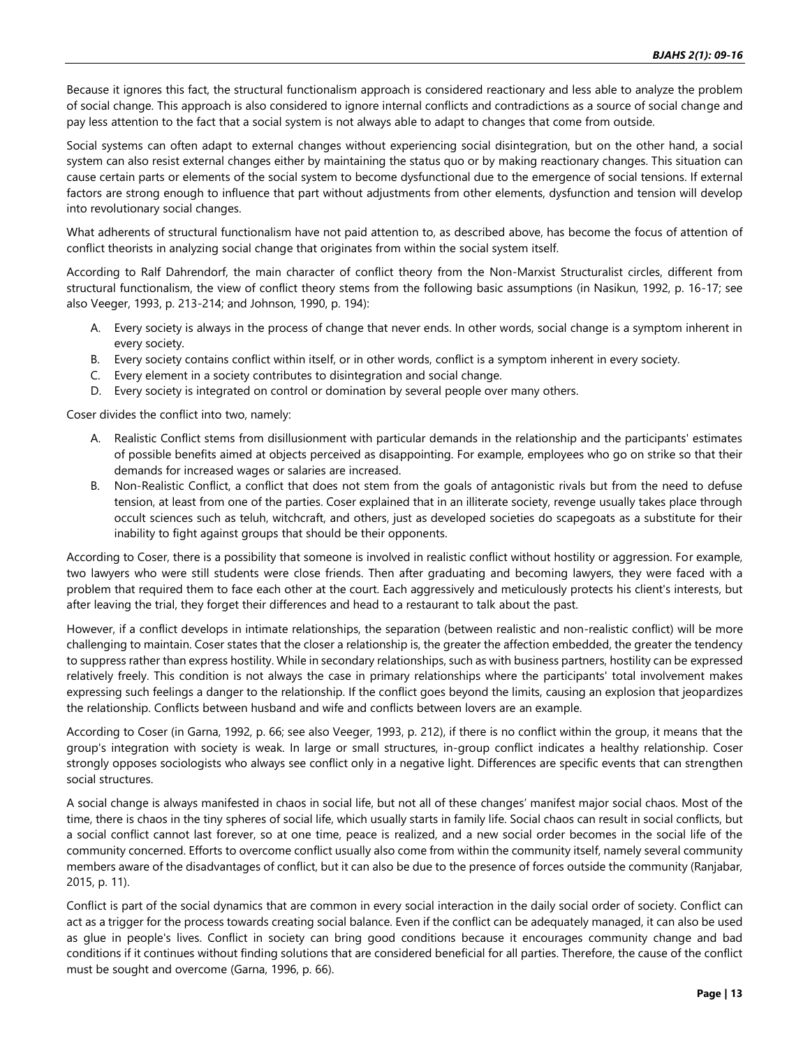Because it ignores this fact, the structural functionalism approach is considered reactionary and less able to analyze the problem of social change. This approach is also considered to ignore internal conflicts and contradictions as a source of social change and pay less attention to the fact that a social system is not always able to adapt to changes that come from outside.

Social systems can often adapt to external changes without experiencing social disintegration, but on the other hand, a social system can also resist external changes either by maintaining the status quo or by making reactionary changes. This situation can cause certain parts or elements of the social system to become dysfunctional due to the emergence of social tensions. If external factors are strong enough to influence that part without adjustments from other elements, dysfunction and tension will develop into revolutionary social changes.

What adherents of structural functionalism have not paid attention to, as described above, has become the focus of attention of conflict theorists in analyzing social change that originates from within the social system itself.

According to Ralf Dahrendorf, the main character of conflict theory from the Non-Marxist Structuralist circles, different from structural functionalism, the view of conflict theory stems from the following basic assumptions (in Nasikun, 1992, p. 16-17; see also Veeger, 1993, p. 213-214; and Johnson, 1990, p. 194):

A. Every society is always in the process of change that never ends. In other words, social change is a symptom inherent in every society.
B. Every society contains conflict within itself, or in other words, conflict is a symptom inherent in every society.
C. Every element in a society contributes to disintegration and social change.
D. Every society is integrated on control or domination by several people over many others.

Coser divides the conflict into two, namely:

A. Realistic Conflict stems from disillusionment with particular demands in the relationship and the participants' estimates of possible benefits aimed at objects perceived as disappointing. For example, employees who go on strike so that their demands for increased wages or salaries are increased.
B. Non-Realistic Conflict, a conflict that does not stem from the goals of antagonistic rivals but from the need to defuse tension, at least from one of the parties. Coser explained that in an illiterate society, revenge usually takes place through occult sciences such as teluh, witchcraft, and others, just as developed societies do scapegoats as a substitute for their inability to fight against groups that should be their opponents.

According to Coser, there is a possibility that someone is involved in realistic conflict without hostility or aggression. For example, two lawyers who were still students were close friends. Then after graduating and becoming lawyers, they were faced with a problem that required them to face each other at the court. Each aggressively and meticulously protects his client's interests, but after leaving the trial, they forget their differences and head to a restaurant to talk about the past.

However, if a conflict develops in intimate relationships, the separation (between realistic and non-realistic conflict) will be more challenging to maintain. Coser states that the closer a relationship is, the greater the affection embedded, the greater the tendency to suppress rather than express hostility. While in secondary relationships, such as with business partners, hostility can be expressed relatively freely. This condition is not always the case in primary relationships where the participants' total involvement makes expressing such feelings a danger to the relationship. If the conflict goes beyond the limits, causing an explosion that jeopardizes the relationship. Conflicts between husband and wife and conflicts between lovers are an example.

According to Coser (in Garna, 1992, p. 66; see also Veeger, 1993, p. 212), if there is no conflict within the group, it means that the group's integration with society is weak. In large or small structures, in-group conflict indicates a healthy relationship. Coser strongly opposes sociologists who always see conflict only in a negative light. Differences are specific events that can strengthen social structures.

A social change is always manifested in chaos in social life, but not all of these changes' manifest major social chaos. Most of the time, there is chaos in the tiny spheres of social life, which usually starts in family life. Social chaos can result in social conflicts, but a social conflict cannot last forever, so at one time, peace is realized, and a new social order becomes in the social life of the community concerned. Efforts to overcome conflict usually also come from within the community itself, namely several community members aware of the disadvantages of conflict, but it can also be due to the presence of forces outside the community (Ranjabar, 2015, p. 11).

Conflict is part of the social dynamics that are common in every social interaction in the daily social order of society. Conflict can act as a trigger for the process towards creating social balance. Even if the conflict can be adequately managed, it can also be used as glue in people's lives. Conflict in society can bring good conditions because it encourages community change and bad conditions if it continues without finding solutions that are considered beneficial for all parties. Therefore, the cause of the conflict must be sought and overcome (Garna, 1996, p. 66).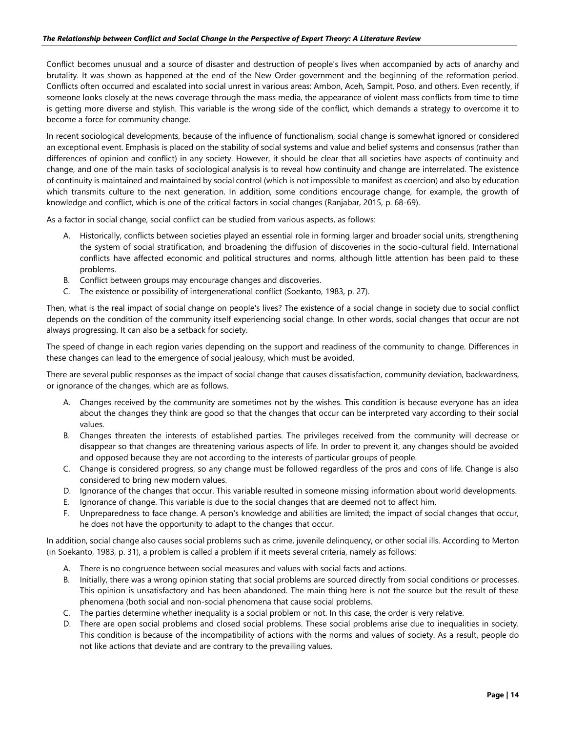Conflict becomes unusual and a source of disaster and destruction of people's lives when accompanied by acts of anarchy and brutality. It was shown as happened at the end of the New Order government and the beginning of the reformation period. Conflicts often occurred and escalated into social unrest in various areas: Ambon, Aceh, Sampit, Poso, and others. Even recently, if someone looks closely at the news coverage through the mass media, the appearance of violent mass conflicts from time to time is getting more diverse and stylish. This variable is the wrong side of the conflict, which demands a strategy to overcome it to become a force for community change.

In recent sociological developments, because of the influence of functionalism, social change is somewhat ignored or considered an exceptional event. Emphasis is placed on the stability of social systems and value and belief systems and consensus (rather than differences of opinion and conflict) in any society. However, it should be clear that all societies have aspects of continuity and change, and one of the main tasks of sociological analysis is to reveal how continuity and change are interrelated. The existence of continuity is maintained and maintained by social control (which is not impossible to manifest as coercion) and also by education which transmits culture to the next generation. In addition, some conditions encourage change, for example, the growth of knowledge and conflict, which is one of the critical factors in social changes (Ranjabar, 2015, p. 68-69).

As a factor in social change, social conflict can be studied from various aspects, as follows:

A. Historically, conflicts between societies played an essential role in forming larger and broader social units, strengthening the system of social stratification, and broadening the diffusion of discoveries in the socio-cultural field. International conflicts have affected economic and political structures and norms, although little attention has been paid to these problems.
B. Conflict between groups may encourage changes and discoveries.
C. The existence or possibility of intergenerational conflict (Soekanto, 1983, p. 27).

Then, what is the real impact of social change on people's lives? The existence of a social change in society due to social conflict depends on the condition of the community itself experiencing social change. In other words, social changes that occur are not always progressing. It can also be a setback for society.

The speed of change in each region varies depending on the support and readiness of the community to change. Differences in these changes can lead to the emergence of social jealousy, which must be avoided.

There are several public responses as the impact of social change that causes dissatisfaction, community deviation, backwardness, or ignorance of the changes, which are as follows.

A. Changes received by the community are sometimes not by the wishes. This condition is because everyone has an idea about the changes they think are good so that the changes that occur can be interpreted vary according to their social values.
B. Changes threaten the interests of established parties. The privileges received from the community will decrease or disappear so that changes are threatening various aspects of life. In order to prevent it, any changes should be avoided and opposed because they are not according to the interests of particular groups of people.
C. Change is considered progress, so any change must be followed regardless of the pros and cons of life. Change is also considered to bring new modern values.
D. Ignorance of the changes that occur. This variable resulted in someone missing information about world developments.
E. Ignorance of change. This variable is due to the social changes that are deemed not to affect him.
F. Unpreparedness to face change. A person's knowledge and abilities are limited; the impact of social changes that occur, he does not have the opportunity to adapt to the changes that occur.

In addition, social change also causes social problems such as crime, juvenile delinquency, or other social ills. According to Merton (in Soekanto, 1983, p. 31), a problem is called a problem if it meets several criteria, namely as follows:

A. There is no congruence between social measures and values with social facts and actions.
B. Initially, there was a wrong opinion stating that social problems are sourced directly from social conditions or processes. This opinion is unsatisfactory and has been abandoned. The main thing here is not the source but the result of these phenomena (both social and non-social phenomena that cause social problems.
C. The parties determine whether inequality is a social problem or not. In this case, the order is very relative.
D. There are open social problems and closed social problems. These social problems arise due to inequalities in society. This condition is because of the incompatibility of actions with the norms and values of society. As a result, people do not like actions that deviate and are contrary to the prevailing values.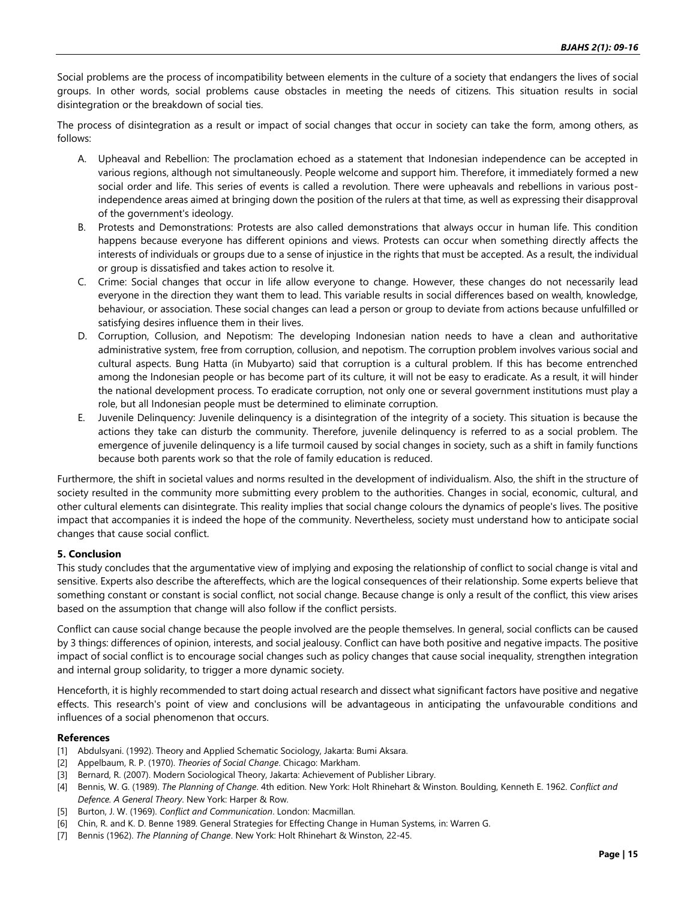Social problems are the process of incompatibility between elements in the culture of a society that endangers the lives of social groups. In other words, social problems cause obstacles in meeting the needs of citizens. This situation results in social disintegration or the breakdown of social ties.

The process of disintegration as a result or impact of social changes that occur in society can take the form, among others, as follows:

A. Upheaval and Rebellion: The proclamation echoed as a statement that Indonesian independence can be accepted in various regions, although not simultaneously. People welcome and support him. Therefore, it immediately formed a new social order and life. This series of events is called a revolution. There were upheavals and rebellions in various post-independence areas aimed at bringing down the position of the rulers at that time, as well as expressing their disapproval of the government's ideology.

B. Protests and Demonstrations: Protests are also called demonstrations that always occur in human life. This condition happens because everyone has different opinions and views. Protests can occur when something directly affects the interests of individuals or groups due to a sense of injustice in the rights that must be accepted. As a result, the individual or group is dissatisfied and takes action to resolve it.

C. Crime: Social changes that occur in life allow everyone to change. However, these changes do not necessarily lead everyone in the direction they want them to lead. This variable results in social differences based on wealth, knowledge, behaviour, or association. These social changes can lead a person or group to deviate from actions because unfulfilled or satisfying desires influence them in their lives.

D. Corruption, Collusion, and Nepotism: The developing Indonesian nation needs to have a clean and authoritative administrative system, free from corruption, collusion, and nepotism. The corruption problem involves various social and cultural aspects. Bung Hatta (in Mubyarto) said that corruption is a cultural problem. If this has become entrenched among the Indonesian people or has become part of its culture, it will not be easy to eradicate. As a result, it will hinder the national development process. To eradicate corruption, not only one or several government institutions must play a role, but all Indonesian people must be determined to eliminate corruption.

E. Juvenile Delinquency: Juvenile delinquency is a disintegration of the integrity of a society. This situation is because the actions they take can disturb the community. Therefore, juvenile delinquency is referred to as a social problem. The emergence of juvenile delinquency is a life turmoil caused by social changes in society, such as a shift in family functions because both parents work so that the role of family education is reduced.

Furthermore, the shift in societal values and norms resulted in the development of individualism. Also, the shift in the structure of society resulted in the community more submitting every problem to the authorities. Changes in social, economic, cultural, and other cultural elements can disintegrate. This reality implies that social change colours the dynamics of people's lives. The positive impact that accompanies it is indeed the hope of the community. Nevertheless, society must understand how to anticipate social changes that cause social conflict.

## 5. Conclusion

This study concludes that the argumentative view of implying and exposing the relationship of conflict to social change is vital and sensitive. Experts also describe the aftereffects, which are the logical consequences of their relationship. Some experts believe that something constant or constant is social conflict, not social change. Because change is only a result of the conflict, this view arises based on the assumption that change will also follow if the conflict persists.

Conflict can cause social change because the people involved are the people themselves. In general, social conflicts can be caused by 3 things: differences of opinion, interests, and social jealousy. Conflict can have both positive and negative impacts. The positive impact of social conflict is to encourage social changes such as policy changes that cause social inequality, strengthen integration and internal group solidarity, to trigger a more dynamic society.

Henceforth, it is highly recommended to start doing actual research and dissect what significant factors have positive and negative effects. This research's point of view and conclusions will be advantageous in anticipating the unfavourable conditions and influences of a social phenomenon that occurs.

## References

[1] Abdulsyani. (1992). Theory and Applied Schematic Sociology, Jakarta: Bumi Aksara.

[2] Appelbaum, R. P. (1970). *Theories of Social Change*. Chicago: Markham.

[3] Bernard, R. (2007). Modern Sociological Theory, Jakarta: Achievement of Publisher Library.

[4] Bennis, W. G. (1989). *The Planning of Change*. 4th edition. New York: Holt Rhinehart & Winston. Boulding, Kenneth E. 1962. *Conflict and Defence. A General Theory*. New York: Harper & Row.

[5] Burton, J. W. (1969). *Conflict and Communication*. London: Macmillan.

[6] Chin, R. and K. D. Benne 1989. General Strategies for Effecting Change in Human Systems, in: Warren G.

[7] Bennis (1962). *The Planning of Change*. New York: Holt Rhinehart & Winston, 22-45.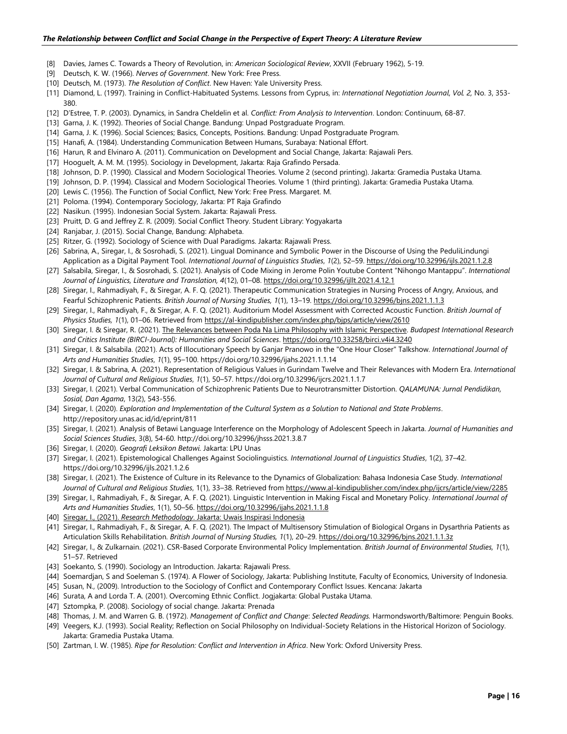[8] Davies, James C. Towards a Theory of Revolution, in: *American Sociological Review*, XXVII (February 1962), 5-19.

[9] Deutsch, K. W. (1966). *Nerves of Government*. New York: Free Press.

[10] Deutsch, M. (1973). *The Resolution of Conflict*. New Haven: Yale University Press.

[11] Diamond, L. (1997). Training in Conflict-Habituated Systems. Lessons from Cyprus, in: *International Negotiation Journal, Vol. 2,* No. 3, 353-380.

[12] D'Estree, T. P. (2003). Dynamics, in Sandra Cheldelin et al. *Conflict: From Analysis to Intervention*. London: Continuum, 68-87.

[13] Garna, J. K. (1992). Theories of Social Change. Bandung: Unpad Postgraduate Program.

[14] Garna, J. K. (1996). Social Sciences; Basics, Concepts, Positions. Bandung: Unpad Postgraduate Program.

[15] Hanafi, A. (1984). Understanding Communication Between Humans, Surabaya: National Effort.

[16] Harun, R and Elvinaro A. (2011). Communication on Development and Social Change, Jakarta: Rajawali Pers.

[17] Hooguelt, A. M. M. (1995). Sociology in Development, Jakarta: Raja Grafindo Persada.

[18] Johnson, D. P. (1990). Classical and Modern Sociological Theories. Volume 2 (second printing). Jakarta: Gramedia Pustaka Utama.

[19] Johnson, D. P. (1994). Classical and Modern Sociological Theories. Volume 1 (third printing). Jakarta: Gramedia Pustaka Utama.

[20] Lewis C. (1956). The Function of Social Conflict, New York: Free Press. Margaret. M.

[21] Poloma. (1994). Contemporary Sociology, Jakarta: PT Raja Grafindo

[22] Nasikun. (1995). Indonesian Social System. Jakarta: Rajawali Press.

[23] Pruitt, D. G and Jeffrey Z. R. (2009). Social Conflict Theory. Student Library: Yogyakarta

[24] Ranjabar, J. (2015). Social Change, Bandung: Alphabeta.

[25] Ritzer, G. (1992). Sociology of Science with Dual Paradigms. Jakarta: Rajawali Press.

[26] Sabrina, A., Siregar, I., & Sosrohadi, S. (2021). Lingual Dominance and Symbolic Power in the Discourse of Using the PeduliLindungi Application as a Digital Payment Tool. *International Journal of Linguistics Studies*, *1*(2), 52–59. https://doi.org/10.32996/ijls.2021.1.2.8

[27] Salsabila, Siregar, I., & Sosrohadi, S. (2021). Analysis of Code Mixing in Jerome Polin Youtube Content "Nihongo Mantappu". *International Journal of Linguistics, Literature and Translation, 4*(12), 01–08. https://doi.org/10.32996/ijllt.2021.4.12.1

[28] Siregar, I., Rahmadiyah, F., & Siregar, A. F. Q. (2021). Therapeutic Communication Strategies in Nursing Process of Angry, Anxious, and Fearful Schizophrenic Patients. *British Journal of Nursing Studies, 1*(1), 13–19. https://doi.org/10.32996/bjns.2021.1.1.3

[29] Siregar, I., Rahmadiyah, F., & Siregar, A. F. Q. (2021). Auditorium Model Assessment with Corrected Acoustic Function. *British Journal of Physics Studies, 1*(1), 01–06. Retrieved from https://al-kindipublisher.com/index.php/bjps/article/view/2610

[30] Siregar, I. & Siregar, R. (2021). The Relevances between Poda Na Lima Philosophy with Islamic Perspective. *Budapest International Research and Critics Institute (BIRCI-Journal): Humanities and Social Sciences*. https://doi.org/10.33258/birci.v4i4.3240

[31] Siregar, I. & Salsabila. (2021). Acts of Illocutionary Speech by Ganjar Pranowo in the "One Hour Closer" Talkshow. *International Journal of Arts and Humanities Studies*, *1*(1), 95–100. https://doi.org/10.32996/ijahs.2021.1.1.14

[32] Siregar, I. & Sabrina, A. (2021). Representation of Religious Values in Gurindam Twelve and Their Relevances with Modern Era. *International Journal of Cultural and Religious Studies*, *1*(1), 50–57. https://doi.org/10.32996/ijcrs.2021.1.1.7

[33] Siregar, I. (2021). Verbal Communication of Schizophrenic Patients Due to Neurotransmitter Distortion. *QALAMUNA: Jurnal Pendidikan, Sosial, Dan Agama*, 13(2), 543-556.

[34] Siregar, I. (2020). *Exploration and Implementation of the Cultural System as a Solution to National and State Problems*. http://repository.unas.ac.id/id/eprint/811

[35] Siregar, I. (2021). Analysis of Betawi Language Interference on the Morphology of Adolescent Speech in Jakarta. *Journal of Humanities and Social Sciences Studies*, 3(8), 54-60. http://doi.org/10.32996/jhsss.2021.3.8.7

[36] Siregar, I. (2020). *Geografi Leksikon Betawi*. Jakarta: LPU Unas

[37] Siregar, I. (2021). Epistemological Challenges Against Sociolinguistics. *International Journal of Linguistics Studies*, 1(2), 37–42. https://doi.org/10.32996/ijls.2021.1.2.6

[38] Siregar, I. (2021). The Existence of Culture in its Relevance to the Dynamics of Globalization: Bahasa Indonesia Case Study. *International Journal of Cultural and Religious Studies*, 1(1), 33–38. Retrieved from https://www.al-kindipublisher.com/index.php/ijcrs/article/view/2285

[39] Siregar, I., Rahmadiyah, F., & Siregar, A. F. Q. (2021). Linguistic Intervention in Making Fiscal and Monetary Policy. *International Journal of Arts and Humanities Studies*, 1(1), 50–56. https://doi.org/10.32996/ijahs.2021.1.1.8

[40] Siregar, I., (2021). *Research Methodology*. Jakarta: Uwais Inspirasi Indonesia

[41] Siregar, I., Rahmadiyah, F., & Siregar, A. F. Q. (2021). The Impact of Multisensory Stimulation of Biological Organs in Dysarthria Patients as Articulation Skills Rehabilitation. *British Journal of Nursing Studies, 1*(1), 20–29. https://doi.org/10.32996/bjns.2021.1.1.3z

[42] Siregar, I., & Zulkarnain. (2021). CSR-Based Corporate Environmental Policy Implementation. *British Journal of Environmental Studies, 1*(1), 51–57. Retrieved

[43] Soekanto, S. (1990). Sociology an Introduction. Jakarta: Rajawali Press.

[44] Soemardjan, S and Soeleman S. (1974). A Flower of Sociology, Jakarta: Publishing Institute, Faculty of Economics, University of Indonesia.

[45] Susan, N., (2009). Introduction to the Sociology of Conflict and Contemporary Conflict Issues. Kencana: Jakarta

[46] Surata, A and Lorda T. A. (2001). Overcoming Ethnic Conflict. Jogjakarta: Global Pustaka Utama.

[47] Sztompka, P. (2008). Sociology of social change. Jakarta: Prenada

[48] Thomas, J. M. and Warren G. B. (1972). *Management of Conflict and Change: Selected Readings.* Harmondsworth/Baltimore: Penguin Books.

[49] Veegers, K.J. (1993). Social Reality; Reflection on Social Philosophy on Individual-Society Relations in the Historical Horizon of Sociology. Jakarta: Gramedia Pustaka Utama.

[50] Zartman, I. W. (1985). *Ripe for Resolution: Conflict and Intervention in Africa*. New York: Oxford University Press.